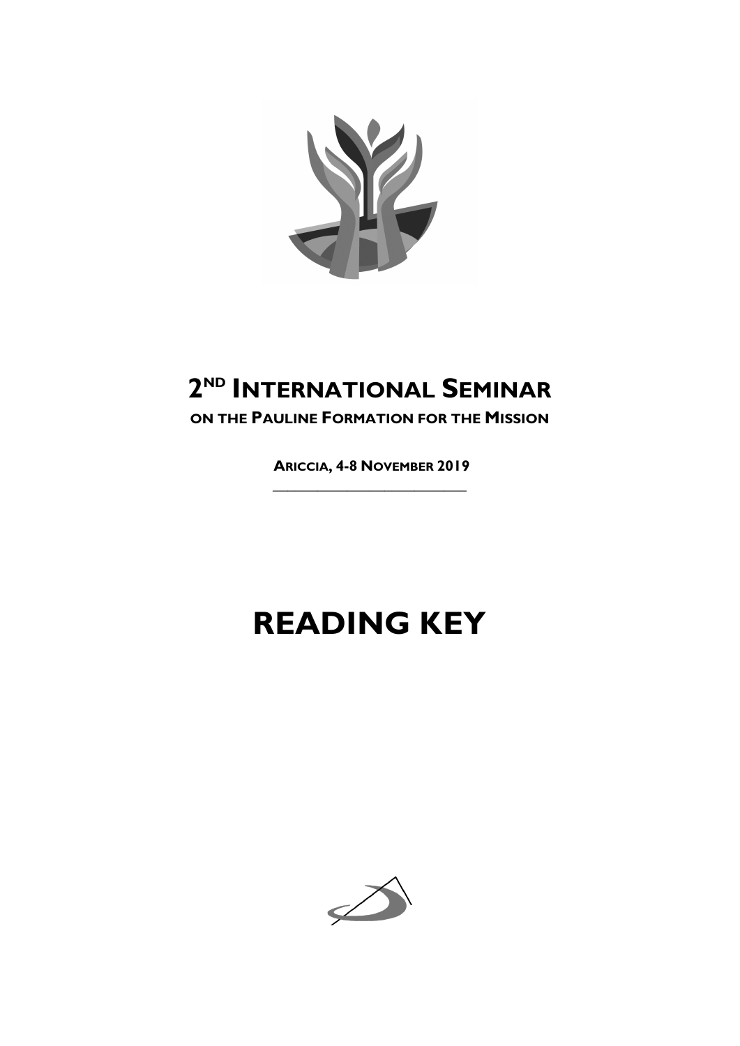# 2[ND] INTERNATIONAL SEMINAR

**ON THE PAULINE FORMATION FOR THE MISSION**

**ARICCIA, 4-8 NOVEMBER 2019**

# READING KEY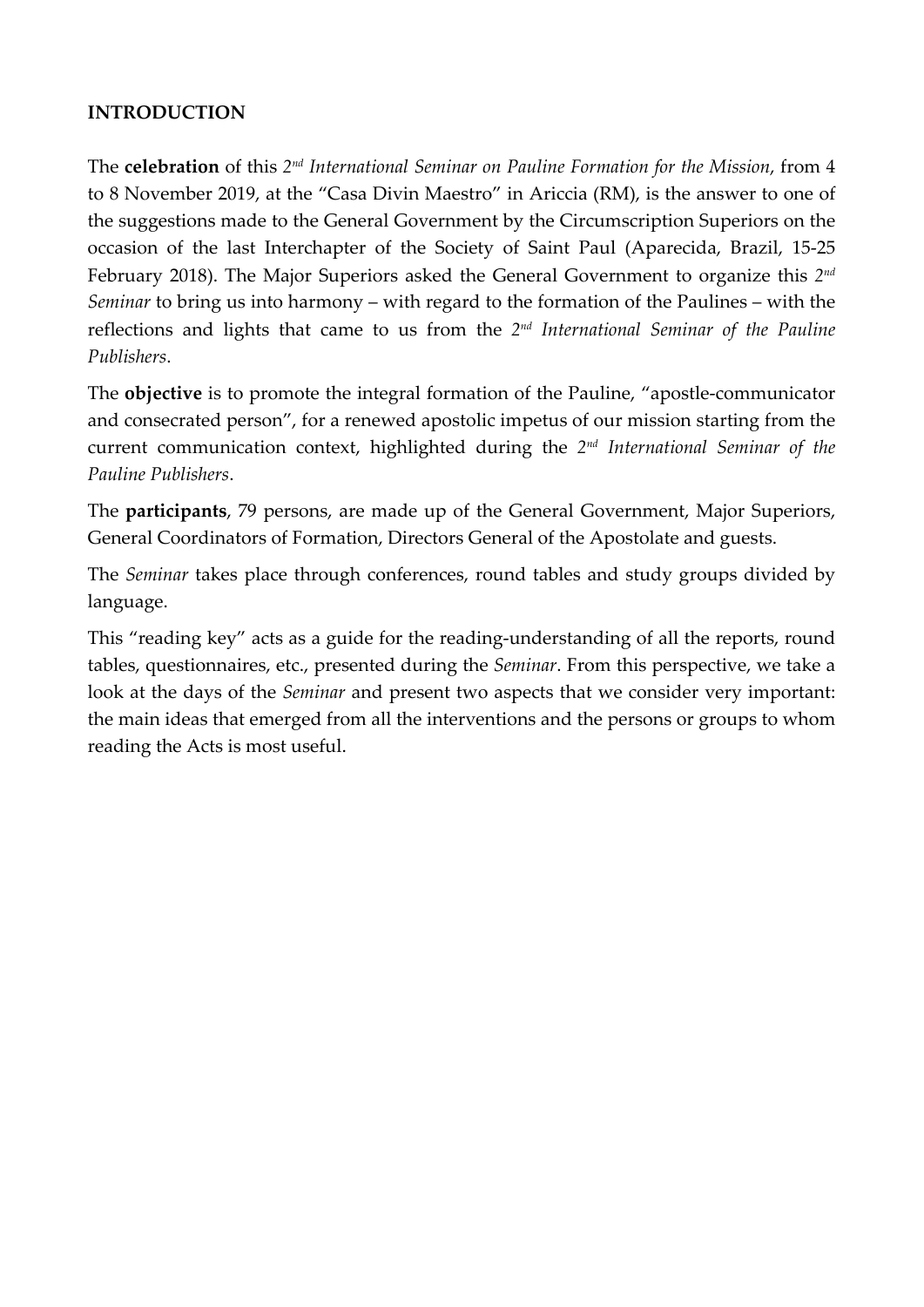**INTRODUCTION**

The **celebration** of this *2nd International Seminar on Pauline Formation for the Mission*, from 4 to 8 November 2019, at the "Casa Divin Maestro" in Ariccia (RM), is the answer to one of the suggestions made to the General Government by the Circumscription Superiors on the occasion of the last Interchapter of the Society of Saint Paul (Aparecida, Brazil, 15-25 February 2018). The Major Superiors asked the General Government to organize this *2nd Seminar* to bring us into harmony – with regard to the formation of the Paulines – with the reflections and lights that came to us from the *2nd International Seminar of the Pauline Publishers*.

The **objective** is to promote the integral formation of the Pauline, "apostle-communicator and consecrated person", for a renewed apostolic impetus of our mission starting from the current communication context, highlighted during the *2nd International Seminar of the Pauline Publishers*.

The **participants**, 79 persons, are made up of the General Government, Major Superiors, General Coordinators of Formation, Directors General of the Apostolate and guests.

The *Seminar* takes place through conferences, round tables and study groups divided by language.

This "reading key" acts as a guide for the reading-understanding of all the reports, round tables, questionnaires, etc., presented during the *Seminar*. From this perspective, we take a look at the days of the *Seminar* and present two aspects that we consider very important: the main ideas that emerged from all the interventions and the persons or groups to whom reading the Acts is most useful.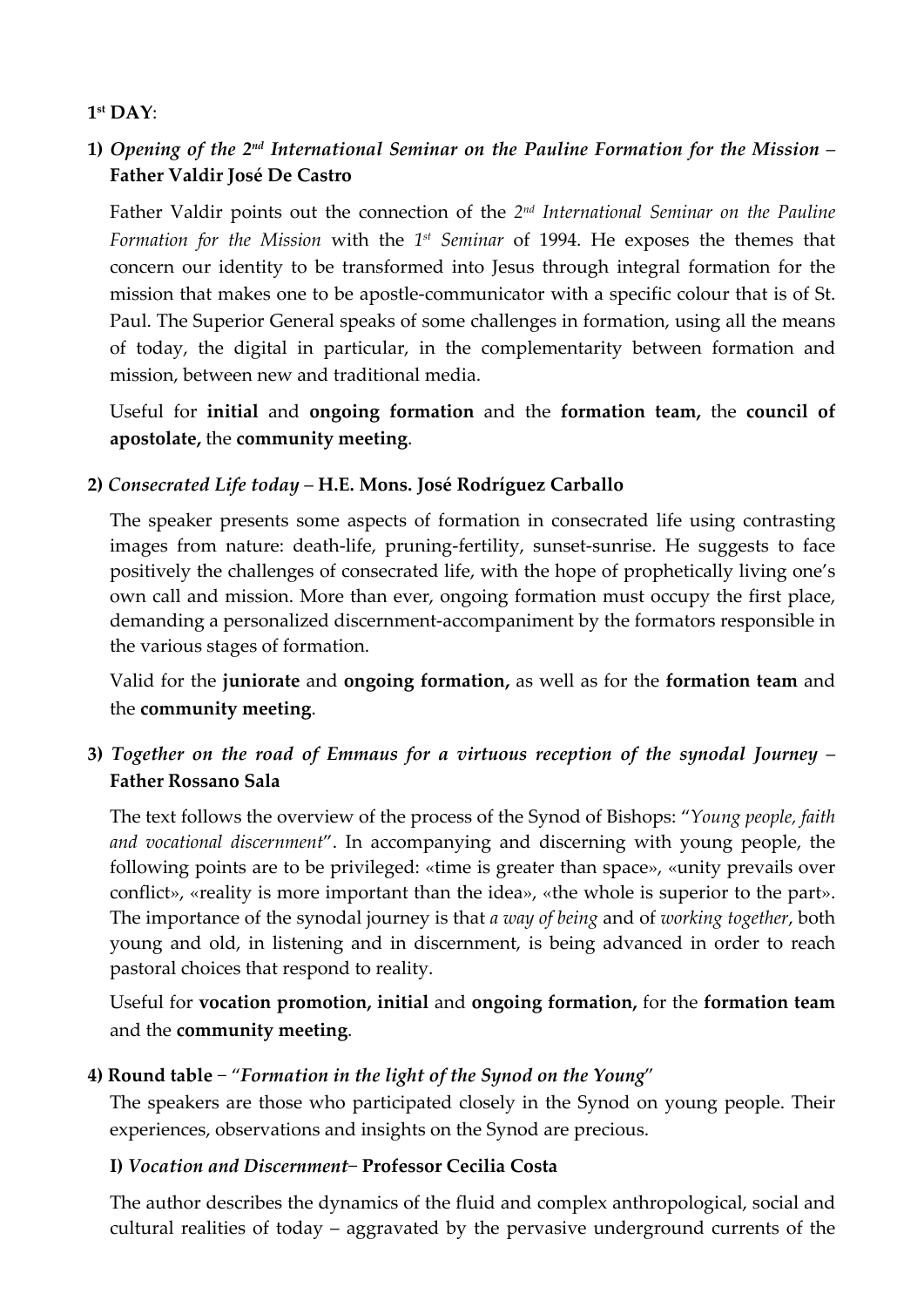**1st DAY**:

**1)** ***Opening of the 2nd International Seminar on the Pauline Formation for the Mission*** **– Father Valdir José De Castro**

Father Valdir points out the connection of the *2nd International Seminar on the Pauline Formation for the Mission* with the *1st Seminar* of 1994. He exposes the themes that concern our identity to be transformed into Jesus through integral formation for the mission that makes one to be apostle-communicator with a specific colour that is of St. Paul. The Superior General speaks of some challenges in formation, using all the means of today, the digital in particular, in the complementarity between formation and mission, between new and traditional media.

Useful for **initial** and **ongoing formation** and the **formation team,** the **council of apostolate,** the **community meeting**.

**2)** ***Consecrated Life today*** **– H.E. Mons. José Rodríguez Carballo**

The speaker presents some aspects of formation in consecrated life using contrasting images from nature: death-life, pruning-fertility, sunset-sunrise. He suggests to face positively the challenges of consecrated life, with the hope of prophetically living one's own call and mission. More than ever, ongoing formation must occupy the first place, demanding a personalized discernment-accompaniment by the formators responsible in the various stages of formation.

Valid for the **juniorate** and **ongoing formation,** as well as for the **formation team** and the **community meeting**.

**3)** ***Together on the road of Emmaus for a virtuous reception of the synodal Journey*** **– Father Rossano Sala**

The text follows the overview of the process of the Synod of Bishops: "*Young people, faith and vocational discernment*". In accompanying and discerning with young people, the following points are to be privileged: «time is greater than space», «unity prevails over conflict», «reality is more important than the idea», «the whole is superior to the part». The importance of the synodal journey is that *a way of being* and of *working together*, both young and old, in listening and in discernment, is being advanced in order to reach pastoral choices that respond to reality.

Useful for **vocation promotion, initial** and **ongoing formation,** for the **formation team** and the **community meeting**.

**4) Round table** – "*Formation in the light of the Synod on the Young*"

The speakers are those who participated closely in the Synod on young people. Their experiences, observations and insights on the Synod are precious.

**I)** ***Vocation and Discernment*** **– Professor Cecilia Costa**

The author describes the dynamics of the fluid and complex anthropological, social and cultural realities of today – aggravated by the pervasive underground currents of the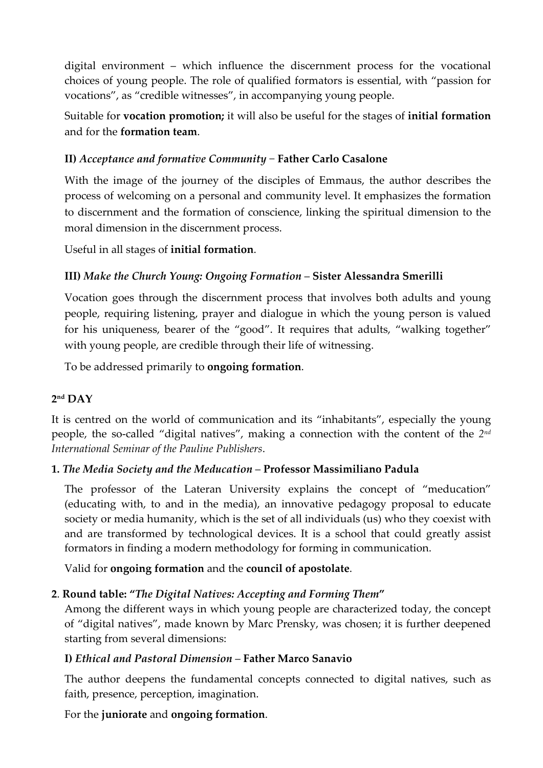digital environment – which influence the discernment process for the vocational choices of young people. The role of qualified formators is essential, with "passion for vocations", as "credible witnesses", in accompanying young people.

Suitable for **vocation promotion;** it will also be useful for the stages of **initial formation** and for the **formation team**.

### II) *Acceptance and formative Community* – Father Carlo Casalone

With the image of the journey of the disciples of Emmaus, the author describes the process of welcoming on a personal and community level. It emphasizes the formation to discernment and the formation of conscience, linking the spiritual dimension to the moral dimension in the discernment process.

Useful in all stages of **initial formation**.

### III) *Make the Church Young: Ongoing Formation* – Sister Alessandra Smerilli

Vocation goes through the discernment process that involves both adults and young people, requiring listening, prayer and dialogue in which the young person is valued for his uniqueness, bearer of the "good". It requires that adults, "walking together" with young people, are credible through their life of witnessing.

To be addressed primarily to **ongoing formation**.

## 2nd DAY

It is centred on the world of communication and its "inhabitants", especially the young people, the so-called "digital natives", making a connection with the content of the *2nd International Seminar of the Pauline Publishers*.

### 1. *The Media Society and the Meducation* – Professor Massimiliano Padula

The professor of the Lateran University explains the concept of "meducation" (educating with, to and in the media), an innovative pedagogy proposal to educate society or media humanity, which is the set of all individuals (us) who they coexist with and are transformed by technological devices. It is a school that could greatly assist formators in finding a modern methodology for forming in communication.

Valid for **ongoing formation** and the **council of apostolate**.

### 2. Round table: "*The Digital Natives: Accepting and Forming Them*"

Among the different ways in which young people are characterized today, the concept of "digital natives", made known by Marc Prensky, was chosen; it is further deepened starting from several dimensions:

### I) *Ethical and Pastoral Dimension* – Father Marco Sanavio

The author deepens the fundamental concepts connected to digital natives, such as faith, presence, perception, imagination.

For the **juniorate** and **ongoing formation**.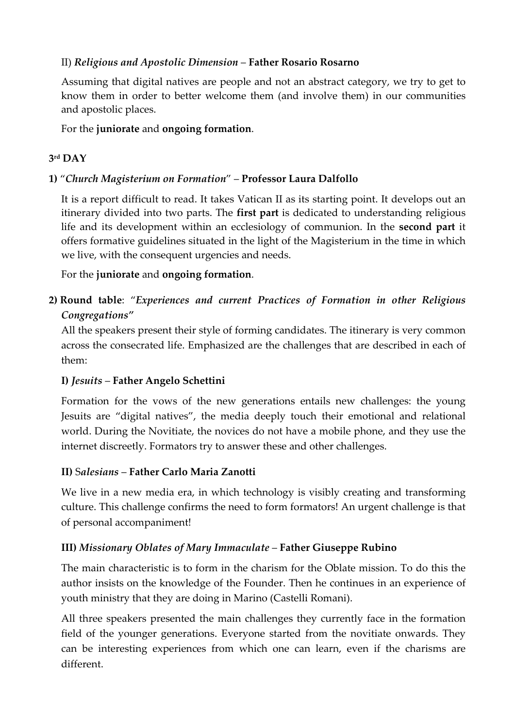II) *Religious and Apostolic Dimension* – **Father Rosario Rosarno**

Assuming that digital natives are people and not an abstract category, we try to get to know them in order to better welcome them (and involve them) in our communities and apostolic places.

For the **juniorate** and **ongoing formation**.

**3rd DAY**

**1)** "*Church Magisterium on Formation*" – **Professor Laura Dalfollo**

It is a report difficult to read. It takes Vatican II as its starting point. It develops out an itinerary divided into two parts. The **first part** is dedicated to understanding religious life and its development within an ecclesiology of communion. In the **second part** it offers formative guidelines situated in the light of the Magisterium in the time in which we live, with the consequent urgencies and needs.

For the **juniorate** and **ongoing formation**.

**2) Round table**: "*Experiences and current Practices of Formation in other Religious Congregations"*

All the speakers present their style of forming candidates. The itinerary is very common across the consecrated life. Emphasized are the challenges that are described in each of them:

**I)** *Jesuits* – **Father Angelo Schettini**

Formation for the vows of the new generations entails new challenges: the young Jesuits are "digital natives", the media deeply touch their emotional and relational world. During the Novitiate, the novices do not have a mobile phone, and they use the internet discreetly. Formators try to answer these and other challenges.

**II)** S*alesians* – **Father Carlo Maria Zanotti**

We live in a new media era, in which technology is visibly creating and transforming culture. This challenge confirms the need to form formators! An urgent challenge is that of personal accompaniment!

**III)** *Missionary Oblates of Mary Immaculate* – **Father Giuseppe Rubino**

The main characteristic is to form in the charism for the Oblate mission. To do this the author insists on the knowledge of the Founder. Then he continues in an experience of youth ministry that they are doing in Marino (Castelli Romani).

All three speakers presented the main challenges they currently face in the formation field of the younger generations. Everyone started from the novitiate onwards. They can be interesting experiences from which one can learn, even if the charisms are different.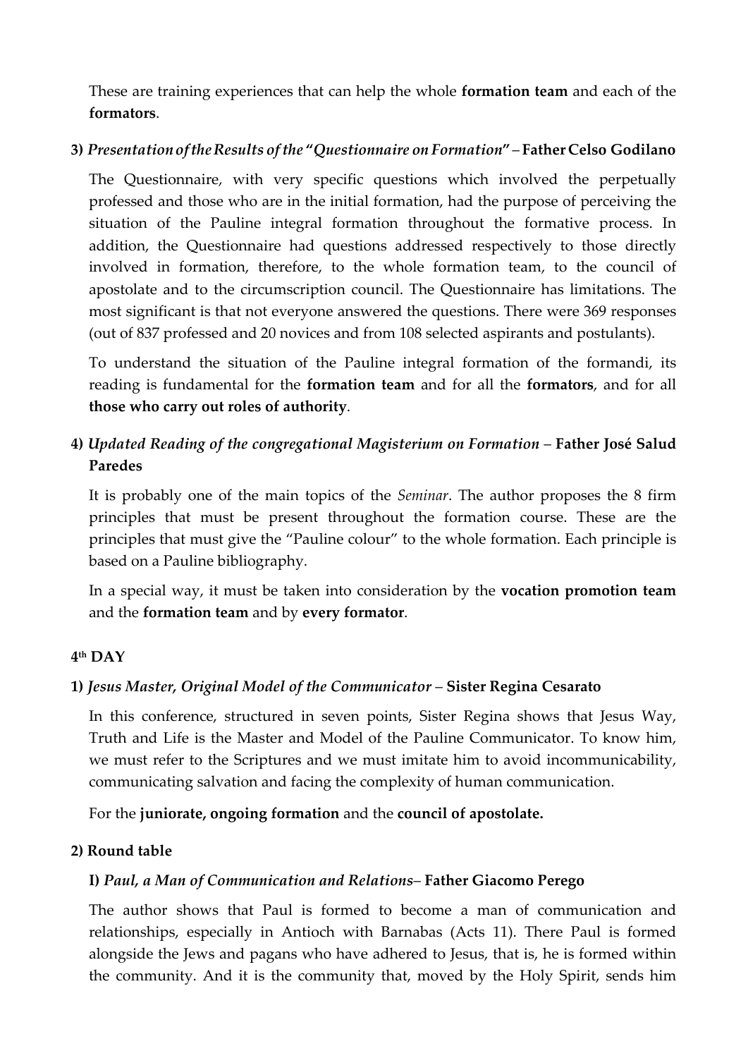These are training experiences that can help the whole **formation team** and each of the **formators**.

**3)** ***Presentation of the Results of the "Questionnaire on Formation"*** **– Father Celso Godilano**

The Questionnaire, with very specific questions which involved the perpetually professed and those who are in the initial formation, had the purpose of perceiving the situation of the Pauline integral formation throughout the formative process. In addition, the Questionnaire had questions addressed respectively to those directly involved in formation, therefore, to the whole formation team, to the council of apostolate and to the circumscription council. The Questionnaire has limitations. The most significant is that not everyone answered the questions. There were 369 responses (out of 837 professed and 20 novices and from 108 selected aspirants and postulants).

To understand the situation of the Pauline integral formation of the formandi, its reading is fundamental for the **formation team** and for all the **formators**, and for all **those who carry out roles of authority**.

**4)** ***Updated Reading of the congregational Magisterium on Formation*** **– Father José Salud Paredes**

It is probably one of the main topics of the *Seminar*. The author proposes the 8 firm principles that must be present throughout the formation course. These are the principles that must give the "Pauline colour" to the whole formation. Each principle is based on a Pauline bibliography.

In a special way, it must be taken into consideration by the **vocation promotion team** and the **formation team** and by **every formator**.

## 4th DAY

**1)** ***Jesus Master, Original Model of the Communicator*** **– Sister Regina Cesarato**

In this conference, structured in seven points, Sister Regina shows that Jesus Way, Truth and Life is the Master and Model of the Pauline Communicator. To know him, we must refer to the Scriptures and we must imitate him to avoid incommunicability, communicating salvation and facing the complexity of human communication.

For the **juniorate, ongoing formation** and the **council of apostolate.**

**2) Round table**

**I)** ***Paul, a Man of Communication and Relations*** **– Father Giacomo Perego**

The author shows that Paul is formed to become a man of communication and relationships, especially in Antioch with Barnabas (Acts 11). There Paul is formed alongside the Jews and pagans who have adhered to Jesus, that is, he is formed within the community. And it is the community that, moved by the Holy Spirit, sends him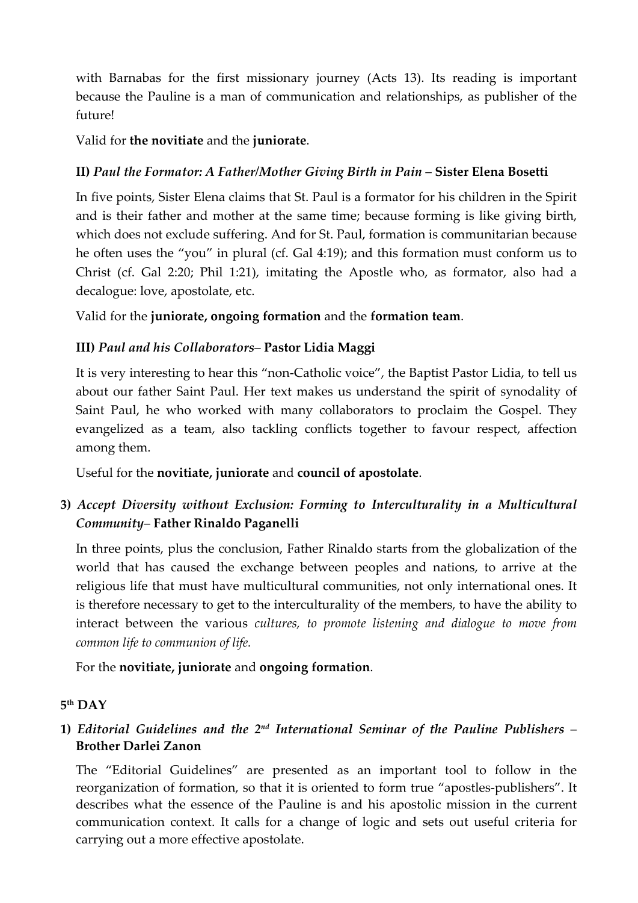with Barnabas for the first missionary journey (Acts 13). Its reading is important because the Pauline is a man of communication and relationships, as publisher of the future!

Valid for **the novitiate** and the **juniorate**.

### II) *Paul the Formator: A Father/Mother Giving Birth in Pain* – **Sister Elena Bosetti**

In five points, Sister Elena claims that St. Paul is a formator for his children in the Spirit and is their father and mother at the same time; because forming is like giving birth, which does not exclude suffering. And for St. Paul, formation is communitarian because he often uses the "you" in plural (cf. Gal 4:19); and this formation must conform us to Christ (cf. Gal 2:20; Phil 1:21), imitating the Apostle who, as formator, also had a decalogue: love, apostolate, etc.

Valid for the **juniorate, ongoing formation** and the **formation team**.

### III) *Paul and his Collaborators*– **Pastor Lidia Maggi**

It is very interesting to hear this "non-Catholic voice", the Baptist Pastor Lidia, to tell us about our father Saint Paul. Her text makes us understand the spirit of synodality of Saint Paul, he who worked with many collaborators to proclaim the Gospel. They evangelized as a team, also tackling conflicts together to favour respect, affection among them.

Useful for the **novitiate, juniorate** and **council of apostolate**.

### 3) *Accept Diversity without Exclusion: Forming to Interculturality in a Multicultural Community*– **Father Rinaldo Paganelli**

In three points, plus the conclusion, Father Rinaldo starts from the globalization of the world that has caused the exchange between peoples and nations, to arrive at the religious life that must have multicultural communities, not only international ones. It is therefore necessary to get to the interculturality of the members, to have the ability to interact between the various *cultures, to promote listening and dialogue to move from common life to communion of life.*

For the **novitiate, juniorate** and **ongoing formation**.

## 5th DAY

### 1) *Editorial Guidelines and the 2nd International Seminar of the Pauline Publishers* – **Brother Darlei Zanon**

The "Editorial Guidelines" are presented as an important tool to follow in the reorganization of formation, so that it is oriented to form true "apostles-publishers". It describes what the essence of the Pauline is and his apostolic mission in the current communication context. It calls for a change of logic and sets out useful criteria for carrying out a more effective apostolate.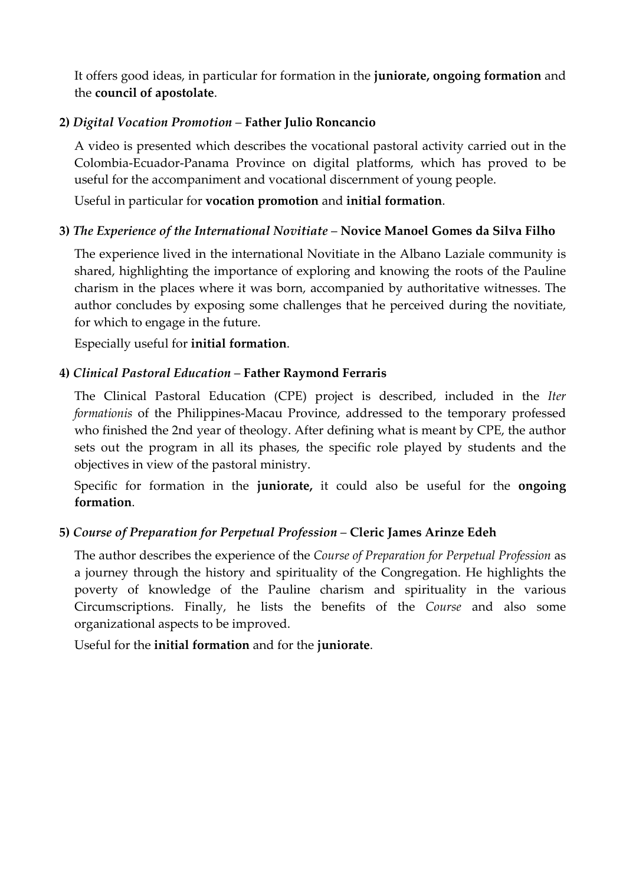It offers good ideas, in particular for formation in the **juniorate, ongoing formation** and the **council of apostolate**.

**2)** *Digital Vocation Promotion* – **Father Julio Roncancio**

A video is presented which describes the vocational pastoral activity carried out in the Colombia-Ecuador-Panama Province on digital platforms, which has proved to be useful for the accompaniment and vocational discernment of young people.

Useful in particular for **vocation promotion** and **initial formation**.

**3)** *The Experience of the International Novitiate* – **Novice Manoel Gomes da Silva Filho**

The experience lived in the international Novitiate in the Albano Laziale community is shared, highlighting the importance of exploring and knowing the roots of the Pauline charism in the places where it was born, accompanied by authoritative witnesses. The author concludes by exposing some challenges that he perceived during the novitiate, for which to engage in the future.

Especially useful for **initial formation**.

**4)** *Clinical Pastoral Education* – **Father Raymond Ferraris**

The Clinical Pastoral Education (CPE) project is described, included in the *Iter formationis* of the Philippines-Macau Province, addressed to the temporary professed who finished the 2nd year of theology. After defining what is meant by CPE, the author sets out the program in all its phases, the specific role played by students and the objectives in view of the pastoral ministry.

Specific for formation in the **juniorate,** it could also be useful for the **ongoing formation**.

**5)** *Course of Preparation for Perpetual Profession* – **Cleric James Arinze Edeh**

The author describes the experience of the *Course of Preparation for Perpetual Profession* as a journey through the history and spirituality of the Congregation. He highlights the poverty of knowledge of the Pauline charism and spirituality in the various Circumscriptions. Finally, he lists the benefits of the *Course* and also some organizational aspects to be improved.

Useful for the **initial formation** and for the **juniorate**.